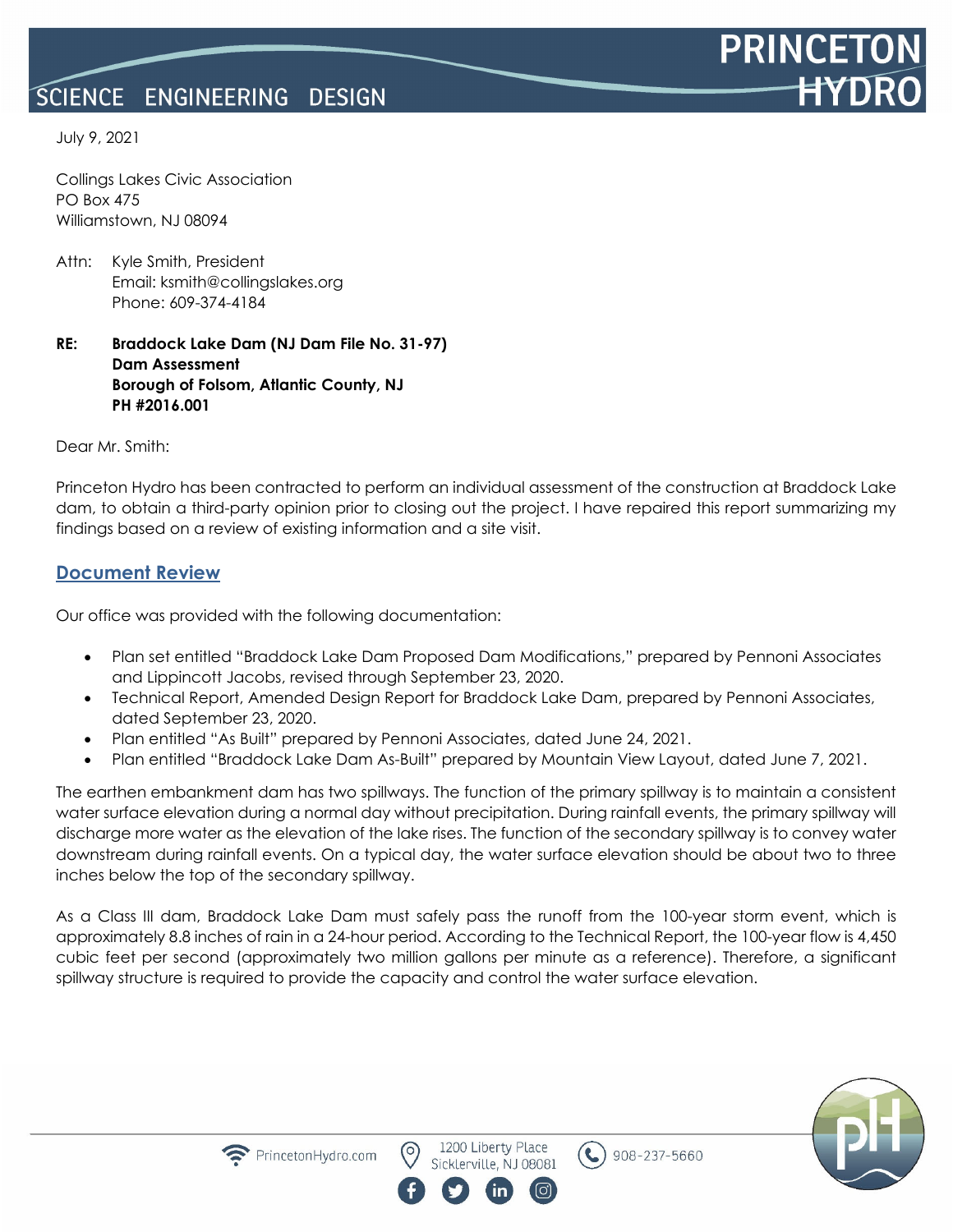July 9, 2021

Collings Lakes Civic Association
PO Box 475
Williamstown, NJ 08094

Attn: Kyle Smith, President
Email: ksmith@collingslakes.org
Phone: 609-374-4184

**RE: Braddock Lake Dam (NJ Dam File No. 31-97)**
**Dam Assessment**
**Borough of Folsom, Atlantic County, NJ**
**PH #2016.001**

Dear Mr. Smith:

Princeton Hydro has been contracted to perform an individual assessment of the construction at Braddock Lake dam, to obtain a third-party opinion prior to closing out the project. I have repaired this report summarizing my findings based on a review of existing information and a site visit.

## Document Review

Our office was provided with the following documentation:

- Plan set entitled "Braddock Lake Dam Proposed Dam Modifications," prepared by Pennoni Associates and Lippincott Jacobs, revised through September 23, 2020.
- Technical Report, Amended Design Report for Braddock Lake Dam, prepared by Pennoni Associates, dated September 23, 2020.
- Plan entitled "As Built" prepared by Pennoni Associates, dated June 24, 2021.
- Plan entitled "Braddock Lake Dam As-Built" prepared by Mountain View Layout, dated June 7, 2021.

The earthen embankment dam has two spillways. The function of the primary spillway is to maintain a consistent water surface elevation during a normal day without precipitation. During rainfall events, the primary spillway will discharge more water as the elevation of the lake rises. The function of the secondary spillway is to convey water downstream during rainfall events. On a typical day, the water surface elevation should be about two to three inches below the top of the secondary spillway.

As a Class III dam, Braddock Lake Dam must safely pass the runoff from the 100-year storm event, which is approximately 8.8 inches of rain in a 24-hour period. According to the Technical Report, the 100-year flow is 4,450 cubic feet per second (approximately two million gallons per minute as a reference). Therefore, a significant spillway structure is required to provide the capacity and control the water surface elevation.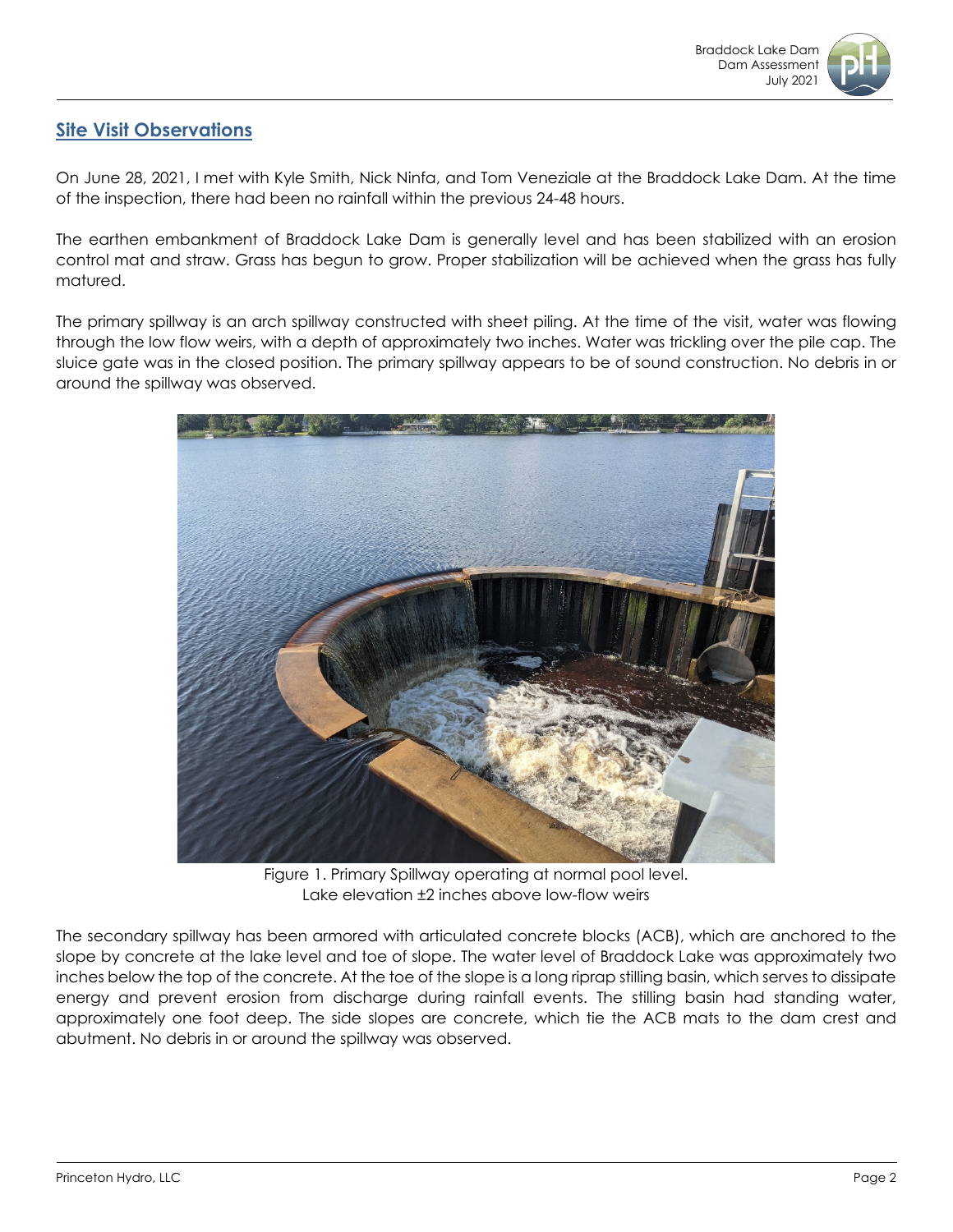## Site Visit Observations

On June 28, 2021, I met with Kyle Smith, Nick Ninfa, and Tom Veneziale at the Braddock Lake Dam. At the time of the inspection, there had been no rainfall within the previous 24-48 hours.

The earthen embankment of Braddock Lake Dam is generally level and has been stabilized with an erosion control mat and straw. Grass has begun to grow. Proper stabilization will be achieved when the grass has fully matured.

The primary spillway is an arch spillway constructed with sheet piling. At the time of the visit, water was flowing through the low flow weirs, with a depth of approximately two inches. Water was trickling over the pile cap. The sluice gate was in the closed position. The primary spillway appears to be of sound construction. No debris in or around the spillway was observed.

Figure 1. Primary Spillway operating at normal pool level.
Lake elevation ±2 inches above low-flow weirs

The secondary spillway has been armored with articulated concrete blocks (ACB), which are anchored to the slope by concrete at the lake level and toe of slope. The water level of Braddock Lake was approximately two inches below the top of the concrete. At the toe of the slope is a long riprap stilling basin, which serves to dissipate energy and prevent erosion from discharge during rainfall events. The stilling basin had standing water, approximately one foot deep. The side slopes are concrete, which tie the ACB mats to the dam crest and abutment. No debris in or around the spillway was observed.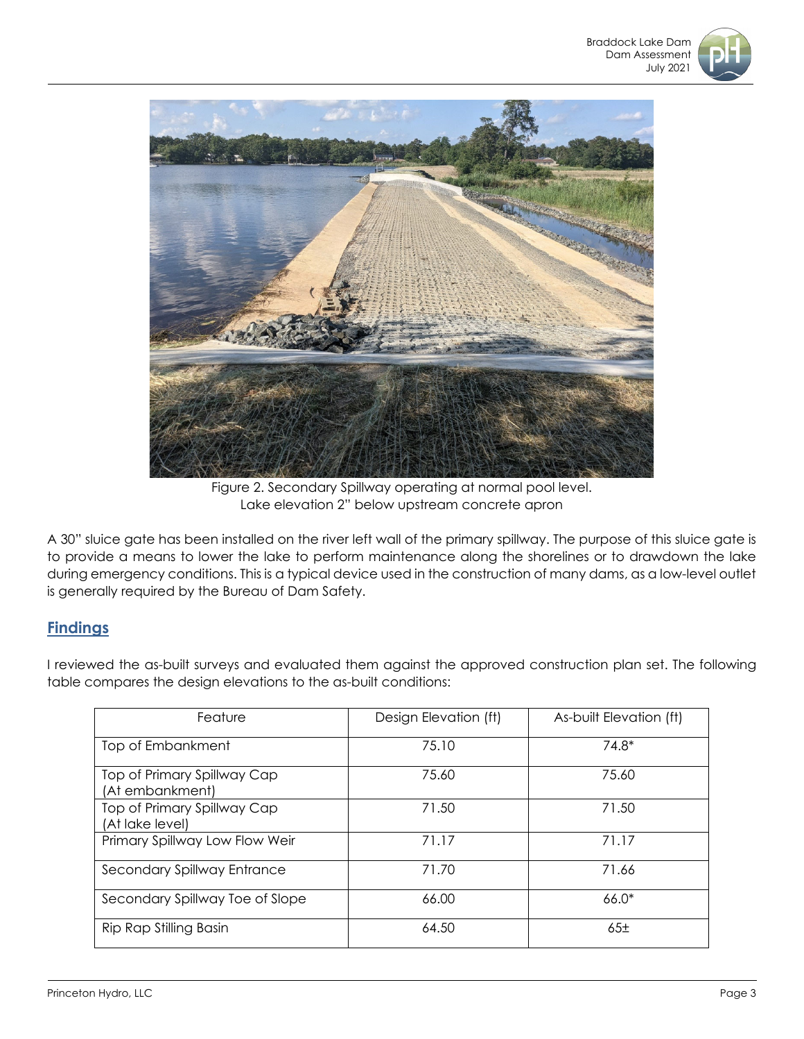Figure 2. Secondary Spillway operating at normal pool level.
Lake elevation 2" below upstream concrete apron

A 30" sluice gate has been installed on the river left wall of the primary spillway. The purpose of this sluice gate is to provide a means to lower the lake to perform maintenance along the shorelines or to drawdown the lake during emergency conditions. This is a typical device used in the construction of many dams, as a low-level outlet is generally required by the Bureau of Dam Safety.

## Findings

I reviewed the as-built surveys and evaluated them against the approved construction plan set. The following table compares the design elevations to the as-built conditions:

| Feature | Design Elevation (ft) | As-built Elevation (ft) |
|---|---|---|
| Top of Embankment | 75.10 | 74.8* |
| Top of Primary Spillway Cap (At embankment) | 75.60 | 75.60 |
| Top of Primary Spillway Cap (At lake level) | 71.50 | 71.50 |
| Primary Spillway Low Flow Weir | 71.17 | 71.17 |
| Secondary Spillway Entrance | 71.70 | 71.66 |
| Secondary Spillway Toe of Slope | 66.00 | 66.0* |
| Rip Rap Stilling Basin | 64.50 | 65± |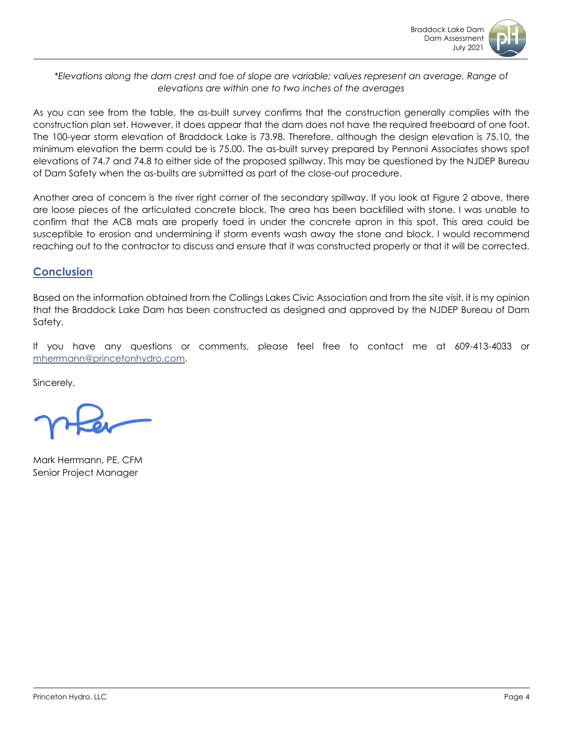*\*Elevations along the dam crest and toe of slope are variable; values represent an average. Range of elevations are within one to two inches of the averages*

As you can see from the table, the as-built survey confirms that the construction generally complies with the construction plan set. However, it does appear that the dam does not have the required freeboard of one foot. The 100-year storm elevation of Braddock Lake is 73.98. Therefore, although the design elevation is 75.10, the minimum elevation the berm could be is 75.00. The as-built survey prepared by Pennoni Associates shows spot elevations of 74.7 and 74.8 to either side of the proposed spillway. This may be questioned by the NJDEP Bureau of Dam Safety when the as-builts are submitted as part of the close-out procedure.

Another area of concern is the river right corner of the secondary spillway. If you look at Figure 2 above, there are loose pieces of the articulated concrete block. The area has been backfilled with stone. I was unable to confirm that the ACB mats are properly toed in under the concrete apron in this spot. This area could be susceptible to erosion and undermining if storm events wash away the stone and block. I would recommend reaching out to the contractor to discuss and ensure that it was constructed properly or that it will be corrected.

## Conclusion

Based on the information obtained from the Collings Lakes Civic Association and from the site visit, it is my opinion that the Braddock Lake Dam has been constructed as designed and approved by the NJDEP Bureau of Dam Safety.

If you have any questions or comments, please feel free to contact me at 609-413-4033 or mherrmann@princetonhydro.com.

Sincerely,

Mark Herrmann, PE, CFM
Senior Project Manager